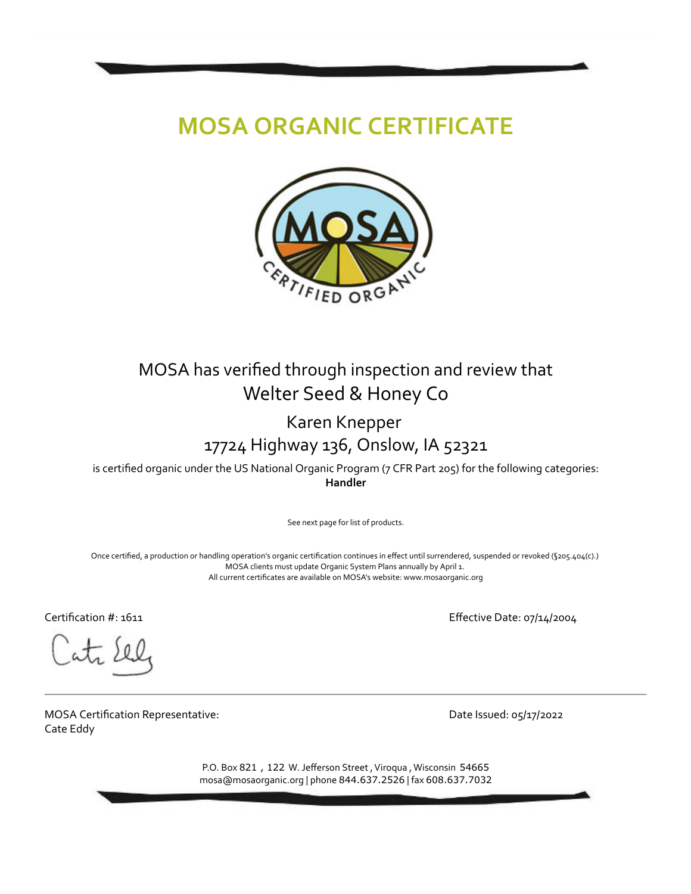# MOSA ORGANIC CERTIFICATE

MOSA has verified through inspection and review that
Welter Seed & Honey Co

Karen Knepper
17724 Highway 136, Onslow, IA 52321

is certified organic under the US National Organic Program (7 CFR Part 205) for the following categories:
**Handler**

See next page for list of products.

Once certified, a production or handling operation's organic certification continues in effect until surrendered, suspended or revoked (§205.404(c).)
MOSA clients must update Organic System Plans annually by April 1.
All current certificates are available on MOSA's website: www.mosaorganic.org

Certification #: 1611

Effective Date: 07/14/2004

MOSA Certification Representative:
Cate Eddy

Date Issued: 05/17/2022

P.O. Box 821 , 122 W. Jefferson Street , Viroqua , Wisconsin 54665
mosa@mosaorganic.org | phone 844.637.2526 | fax 608.637.7032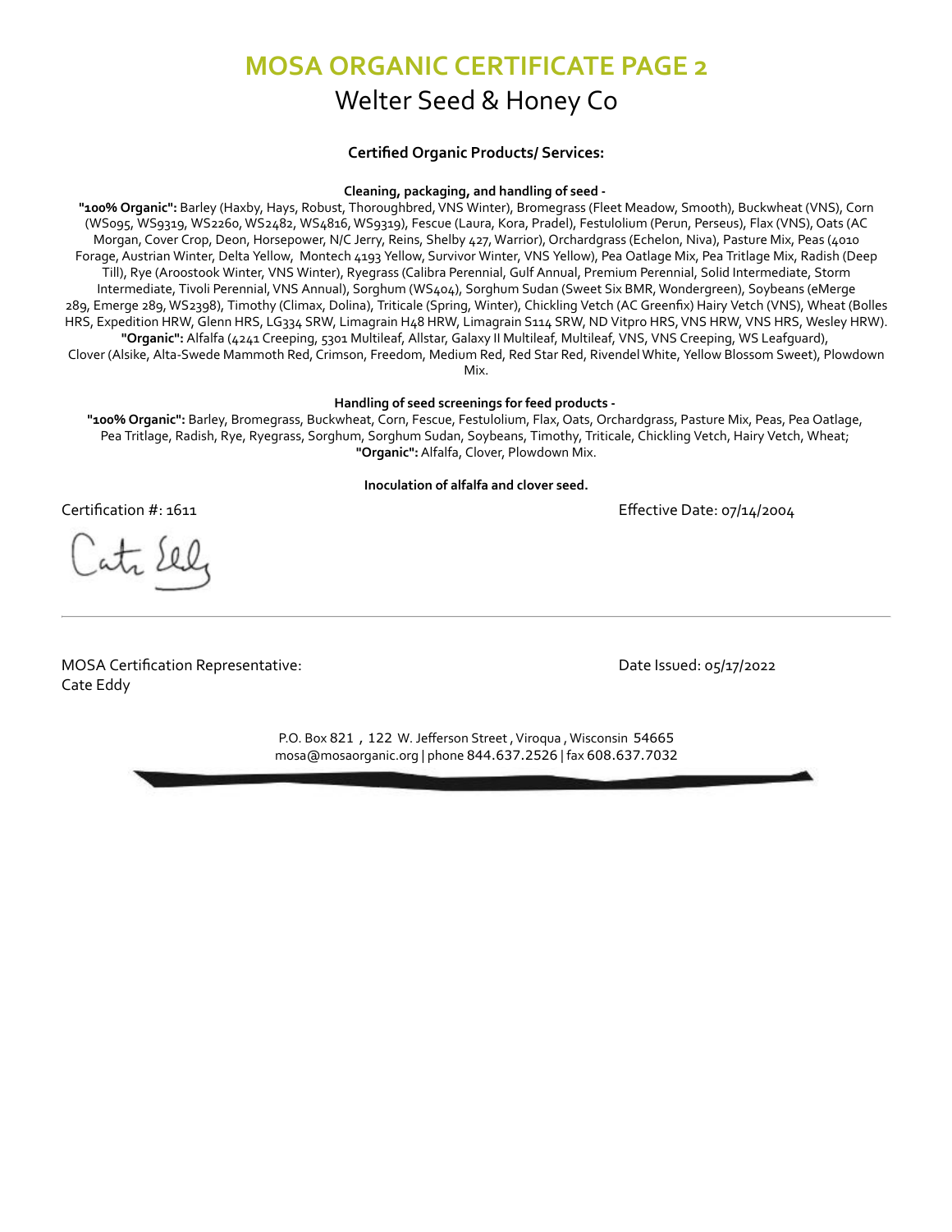# MOSA ORGANIC CERTIFICATE PAGE 2

## Welter Seed & Honey Co

### Certified Organic Products/ Services:

**Cleaning, packaging, and handling of seed -**

**"100% Organic":** Barley (Haxby, Hays, Robust, Thoroughbred, VNS Winter), Bromegrass (Fleet Meadow, Smooth), Buckwheat (VNS), Corn (WS095, WS9319, WS2260, WS2482, WS4816, WS9319), Fescue (Laura, Kora, Pradel), Festulolium (Perun, Perseus), Flax (VNS), Oats (AC Morgan, Cover Crop, Deon, Horsepower, N/C Jerry, Reins, Shelby 427, Warrior), Orchardgrass (Echelon, Niva), Pasture Mix, Peas (4010 Forage, Austrian Winter, Delta Yellow, Montech 4193 Yellow, Survivor Winter, VNS Yellow), Pea Oatlage Mix, Pea Tritlage Mix, Radish (Deep Till), Rye (Aroostook Winter, VNS Winter), Ryegrass (Calibra Perennial, Gulf Annual, Premium Perennial, Solid Intermediate, Storm Intermediate, Tivoli Perennial, VNS Annual), Sorghum (WS404), Sorghum Sudan (Sweet Six BMR, Wondergreen), Soybeans (eMerge 289, Emerge 289, WS2398), Timothy (Climax, Dolina), Triticale (Spring, Winter), Chickling Vetch (AC Greenfix) Hairy Vetch (VNS), Wheat (Bolles HRS, Expedition HRW, Glenn HRS, LG334 SRW, Limagrain H48 HRW, Limagrain S114 SRW, ND Vitpro HRS, VNS HRW, VNS HRS, Wesley HRW).
**"Organic":** Alfalfa (4241 Creeping, 5301 Multileaf, Allstar, Galaxy II Multileaf, Multileaf, VNS, VNS Creeping, WS Leafguard), Clover (Alsike, Alta-Swede Mammoth Red, Crimson, Freedom, Medium Red, Red Star Red, Rivendel White, Yellow Blossom Sweet), Plowdown Mix.

**Handling of seed screenings for feed products -**

**"100% Organic":** Barley, Bromegrass, Buckwheat, Corn, Fescue, Festulolium, Flax, Oats, Orchardgrass, Pasture Mix, Peas, Pea Oatlage, Pea Tritlage, Radish, Rye, Ryegrass, Sorghum, Sorghum Sudan, Soybeans, Timothy, Triticale, Chickling Vetch, Hairy Vetch, Wheat;
**"Organic":** Alfalfa, Clover, Plowdown Mix.

**Inoculation of alfalfa and clover seed.**

Certification #: 1611

Effective Date: 07/14/2004

MOSA Certification Representative:
Cate Eddy

Date Issued: 05/17/2022

P.O. Box 821 , 122 W. Jefferson Street , Viroqua , Wisconsin 54665
mosa@mosaorganic.org | phone 844.637.2526 | fax 608.637.7032